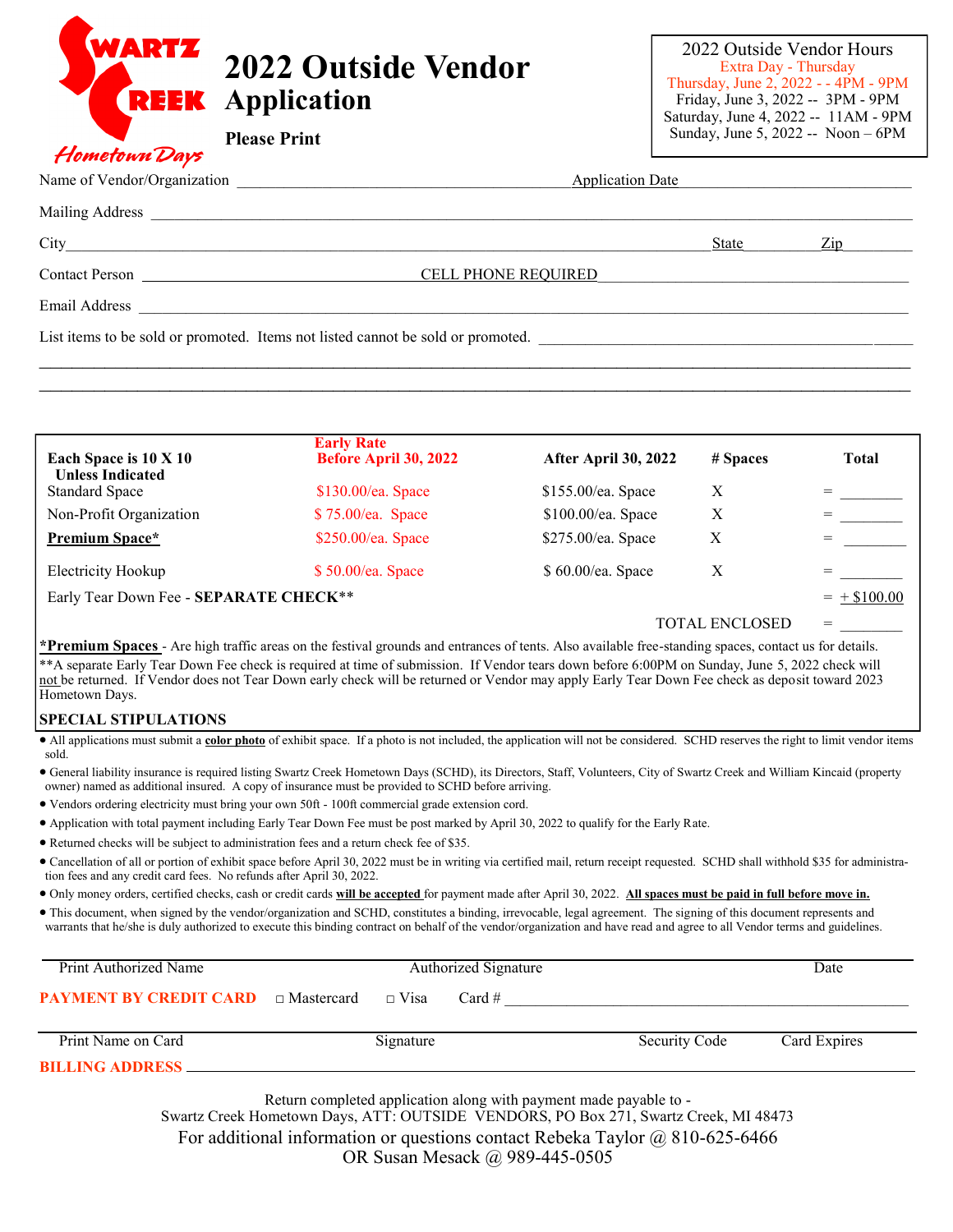Swartz Creek Hometown Days

# 2022 Outside Vendor Application

**Please Print**

2022 Outside Vendor Hours
Extra Day - Thursday
Thursday, June 2, 2022 - - 4PM - 9PM
Friday, June 3, 2022 -- 3PM - 9PM
Saturday, June 4, 2022 -- 11AM - 9PM
Sunday, June 5, 2022 -- Noon – 6PM

Name of Vendor/Organization ______________________ Application Date ______________________

Mailing Address ______________________________________________

City ______________________________ State ________ Zip ________

Contact Person ______________________ CELL PHONE REQUIRED ______________________

Email Address ______________________________________________

List items to be sold or promoted. Items not listed cannot be sold or promoted. ______________________

______________________________________________

______________________________________________

| **Each Space is 10 X 10 Unless Indicated** | **Early Rate Before April 30, 2022** | **After April 30, 2022** | **# Spaces** | **Total** |
|---|---|---|---|---|
| Standard Space | $130.00/ea. Space | $155.00/ea. Space | X | = ________ |
| Non-Profit Organization | $ 75.00/ea. Space | $100.00/ea. Space | X | = ________ |
| **Premium Space*** | $250.00/ea. Space | $275.00/ea. Space | X | = ________ |
| Electricity Hookup | $ 50.00/ea. Space | $ 60.00/ea. Space | X | = ________ |
| Early Tear Down Fee - **SEPARATE CHECK**** | | | | = + $100.00 |
| | | | TOTAL ENCLOSED | = ________ |

***Premium Spaces** - Are high traffic areas on the festival grounds and entrances of tents. Also available free-standing spaces, contact us for details.

**A separate Early Tear Down Fee check is required at time of submission. If Vendor tears down before 6:00PM on Sunday, June 5, 2022 check will not be returned. If Vendor does not Tear Down early check will be returned or Vendor may apply Early Tear Down Fee check as deposit toward 2023 Hometown Days.

**SPECIAL STIPULATIONS**

- All applications must submit a **color photo** of exhibit space. If a photo is not included, the application will not be considered. SCHD reserves the right to limit vendor items sold.
- General liability insurance is required listing Swartz Creek Hometown Days (SCHD), its Directors, Staff, Volunteers, City of Swartz Creek and William Kincaid (property owner) named as additional insured. A copy of insurance must be provided to SCHD before arriving.
- Vendors ordering electricity must bring your own 50ft - 100ft commercial grade extension cord.
- Application with total payment including Early Tear Down Fee must be post marked by April 30, 2022 to qualify for the Early Rate.
- Returned checks will be subject to administration fees and a return check fee of $35.
- Cancellation of all or portion of exhibit space before April 30, 2022 must be in writing via certified mail, return receipt requested. SCHD shall withhold $35 for administration fees and any credit card fees. No refunds after April 30, 2022.
- Only money orders, certified checks, cash or credit cards **will be accepted** for payment made after April 30, 2022. **All spaces must be paid in full before move in.**
- This document, when signed by the vendor/organization and SCHD, constitutes a binding, irrevocable, legal agreement. The signing of this document represents and warrants that he/she is duly authorized to execute this binding contract on behalf of the vendor/organization and have read and agree to all Vendor terms and guidelines.

______________________________________________
Print Authorized Name — Authorized Signature — Date

**PAYMENT BY CREDIT CARD** □ Mastercard □ Visa Card # ______________________

______________________________________________
Print Name on Card — Signature — Security Code — Card Expires

**BILLING ADDRESS** ______________________________________________

Return completed application along with payment made payable to -
Swartz Creek Hometown Days, ATT: OUTSIDE VENDORS, PO Box 271, Swartz Creek, MI 48473

For additional information or questions contact Rebeka Taylor @ 810-625-6466
OR Susan Mesack @ 989-445-0505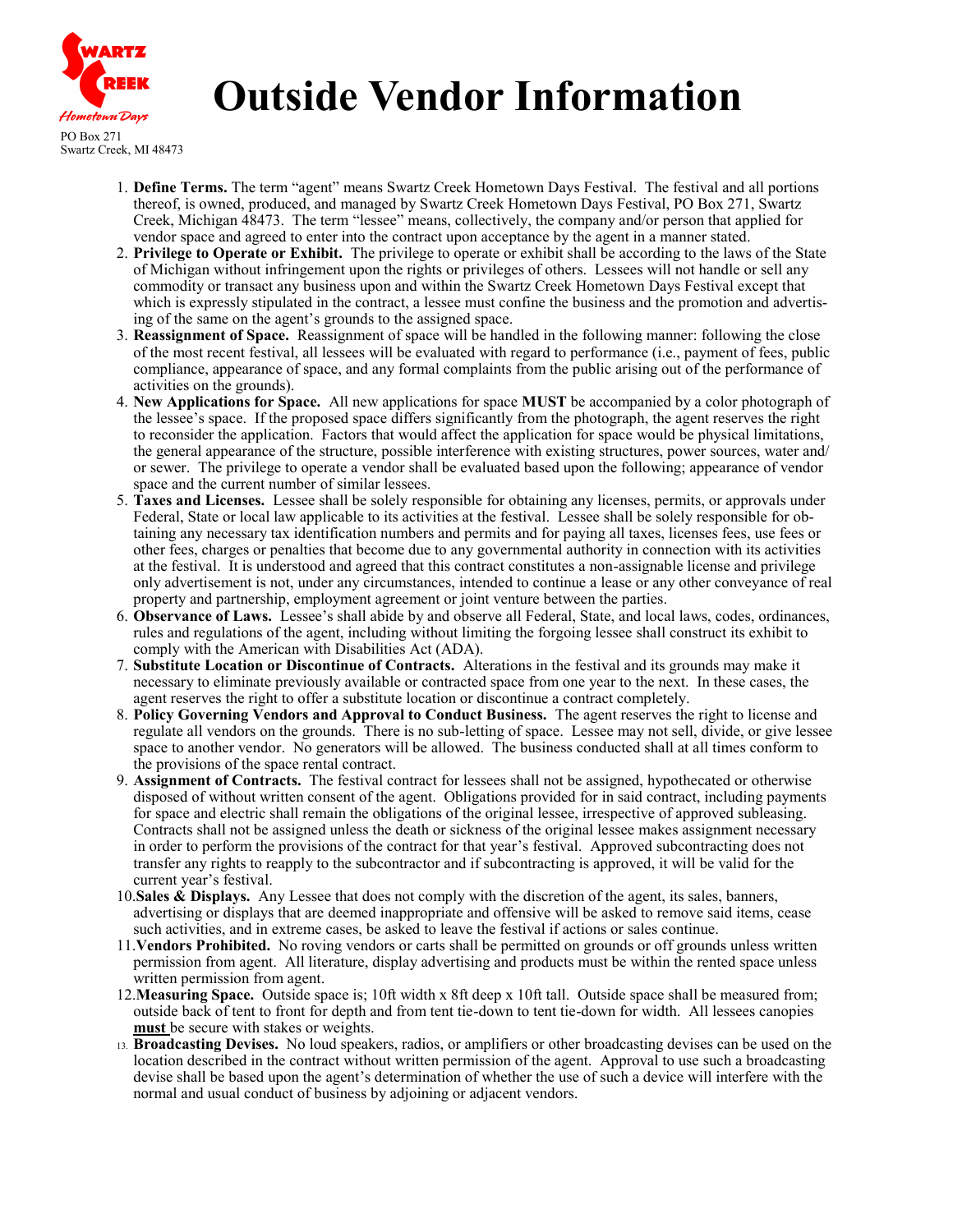Swartz Creek Hometown Days

PO Box 271
Swartz Creek, MI 48473

# Outside Vendor Information

1. **Define Terms.** The term "agent" means Swartz Creek Hometown Days Festival. The festival and all portions thereof, is owned, produced, and managed by Swartz Creek Hometown Days Festival, PO Box 271, Swartz Creek, Michigan 48473. The term "lessee" means, collectively, the company and/or person that applied for vendor space and agreed to enter into the contract upon acceptance by the agent in a manner stated.
2. **Privilege to Operate or Exhibit.** The privilege to operate or exhibit shall be according to the laws of the State of Michigan without infringement upon the rights or privileges of others. Lessees will not handle or sell any commodity or transact any business upon and within the Swartz Creek Hometown Days Festival except that which is expressly stipulated in the contract, a lessee must confine the business and the promotion and advertising of the same on the agent's grounds to the assigned space.
3. **Reassignment of Space.** Reassignment of space will be handled in the following manner: following the close of the most recent festival, all lessees will be evaluated with regard to performance (i.e., payment of fees, public compliance, appearance of space, and any formal complaints from the public arising out of the performance of activities on the grounds).
4. **New Applications for Space.** All new applications for space **MUST** be accompanied by a color photograph of the lessee's space. If the proposed space differs significantly from the photograph, the agent reserves the right to reconsider the application. Factors that would affect the application for space would be physical limitations, the general appearance of the structure, possible interference with existing structures, power sources, water and/or sewer. The privilege to operate a vendor shall be evaluated based upon the following; appearance of vendor space and the current number of similar lessees.
5. **Taxes and Licenses.** Lessee shall be solely responsible for obtaining any licenses, permits, or approvals under Federal, State or local law applicable to its activities at the festival. Lessee shall be solely responsible for obtaining any necessary tax identification numbers and permits and for paying all taxes, licenses fees, use fees or other fees, charges or penalties that become due to any governmental authority in connection with its activities at the festival. It is understood and agreed that this contract constitutes a non-assignable license and privilege only advertisement is not, under any circumstances, intended to continue a lease or any other conveyance of real property and partnership, employment agreement or joint venture between the parties.
6. **Observance of Laws.** Lessee's shall abide by and observe all Federal, State, and local laws, codes, ordinances, rules and regulations of the agent, including without limiting the forgoing lessee shall construct its exhibit to comply with the American with Disabilities Act (ADA).
7. **Substitute Location or Discontinue of Contracts.** Alterations in the festival and its grounds may make it necessary to eliminate previously available or contracted space from one year to the next. In these cases, the agent reserves the right to offer a substitute location or discontinue a contract completely.
8. **Policy Governing Vendors and Approval to Conduct Business.** The agent reserves the right to license and regulate all vendors on the grounds. There is no sub-letting of space. Lessee may not sell, divide, or give lessee space to another vendor. No generators will be allowed. The business conducted shall at all times conform to the provisions of the space rental contract.
9. **Assignment of Contracts.** The festival contract for lessees shall not be assigned, hypothecated or otherwise disposed of without written consent of the agent. Obligations provided for in said contract, including payments for space and electric shall remain the obligations of the original lessee, irrespective of approved subleasing. Contracts shall not be assigned unless the death or sickness of the original lessee makes assignment necessary in order to perform the provisions of the contract for that year's festival. Approved subcontracting does not transfer any rights to reapply to the subcontractor and if subcontracting is approved, it will be valid for the current year's festival.
10. **Sales & Displays.** Any Lessee that does not comply with the discretion of the agent, its sales, banners, advertising or displays that are deemed inappropriate and offensive will be asked to remove said items, cease such activities, and in extreme cases, be asked to leave the festival if actions or sales continue.
11. **Vendors Prohibited.** No roving vendors or carts shall be permitted on grounds or off grounds unless written permission from agent. All literature, display advertising and products must be within the rented space unless written permission from agent.
12. **Measuring Space.** Outside space is; 10ft width x 8ft deep x 10ft tall. Outside space shall be measured from; outside back of tent to front for depth and from tent tie-down to tent tie-down for width. All lessees canopies **must** be secure with stakes or weights.
13. **Broadcasting Devises.** No loud speakers, radios, or amplifiers or other broadcasting devises can be used on the location described in the contract without written permission of the agent. Approval to use such a broadcasting devise shall be based upon the agent's determination of whether the use of such a device will interfere with the normal and usual conduct of business by adjoining or adjacent vendors.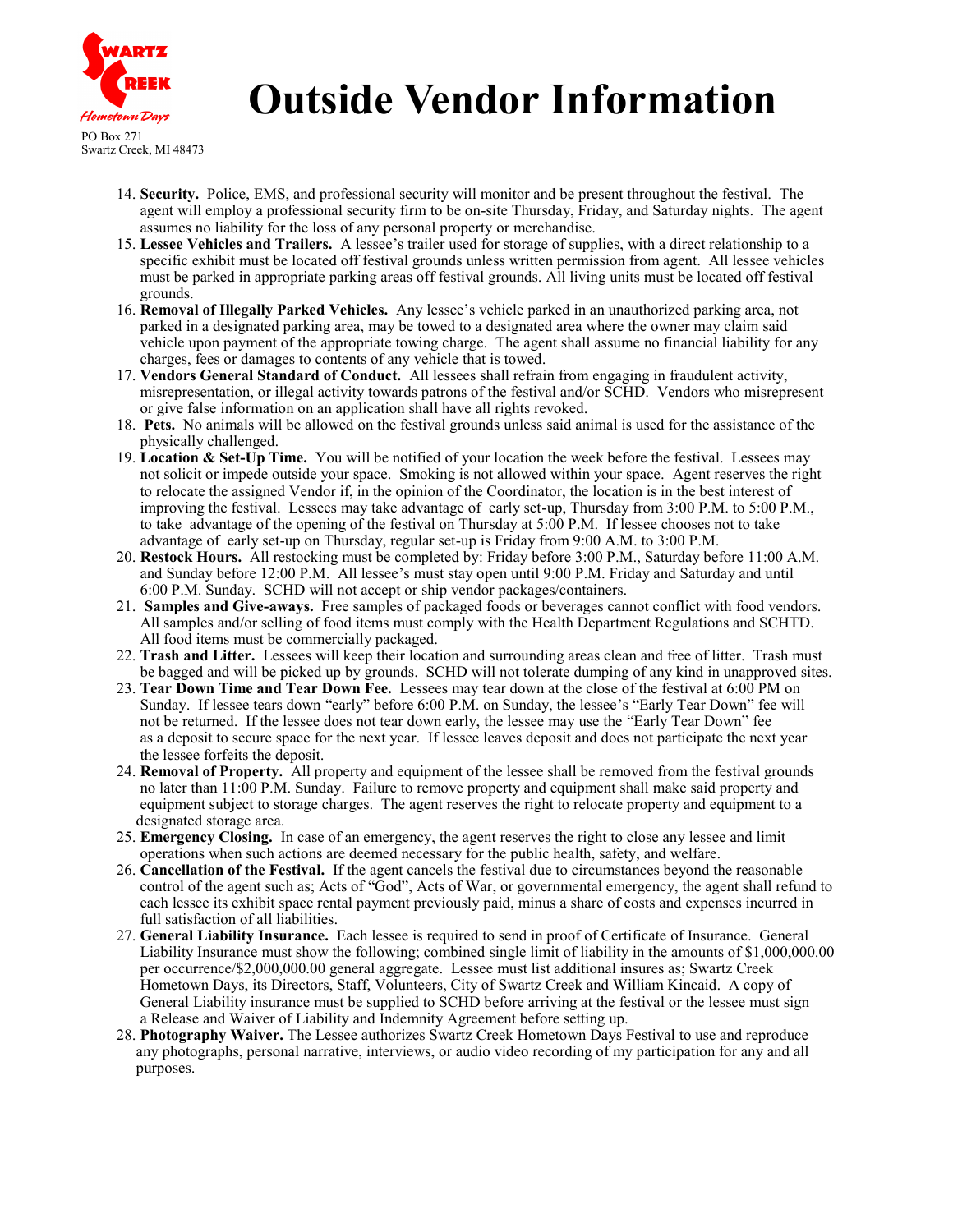PO Box 271
Swartz Creek, MI 48473

# Outside Vendor Information

14. **Security.** Police, EMS, and professional security will monitor and be present throughout the festival. The agent will employ a professional security firm to be on-site Thursday, Friday, and Saturday nights. The agent assumes no liability for the loss of any personal property or merchandise.
15. **Lessee Vehicles and Trailers.** A lessee's trailer used for storage of supplies, with a direct relationship to a specific exhibit must be located off festival grounds unless written permission from agent. All lessee vehicles must be parked in appropriate parking areas off festival grounds. All living units must be located off festival grounds.
16. **Removal of Illegally Parked Vehicles.** Any lessee's vehicle parked in an unauthorized parking area, not parked in a designated parking area, may be towed to a designated area where the owner may claim said vehicle upon payment of the appropriate towing charge. The agent shall assume no financial liability for any charges, fees or damages to contents of any vehicle that is towed.
17. **Vendors General Standard of Conduct.** All lessees shall refrain from engaging in fraudulent activity, misrepresentation, or illegal activity towards patrons of the festival and/or SCHD. Vendors who misrepresent or give false information on an application shall have all rights revoked.
18. **Pets.** No animals will be allowed on the festival grounds unless said animal is used for the assistance of the physically challenged.
19. **Location & Set-Up Time.** You will be notified of your location the week before the festival. Lessees may not solicit or impede outside your space. Smoking is not allowed within your space. Agent reserves the right to relocate the assigned Vendor if, in the opinion of the Coordinator, the location is in the best interest of improving the festival. Lessees may take advantage of early set-up, Thursday from 3:00 P.M. to 5:00 P.M., to take advantage of the opening of the festival on Thursday at 5:00 P.M. If lessee chooses not to take advantage of early set-up on Thursday, regular set-up is Friday from 9:00 A.M. to 3:00 P.M.
20. **Restock Hours.** All restocking must be completed by: Friday before 3:00 P.M., Saturday before 11:00 A.M. and Sunday before 12:00 P.M. All lessee's must stay open until 9:00 P.M. Friday and Saturday and until 6:00 P.M. Sunday. SCHD will not accept or ship vendor packages/containers.
21. **Samples and Give-aways.** Free samples of packaged foods or beverages cannot conflict with food vendors. All samples and/or selling of food items must comply with the Health Department Regulations and SCHTD. All food items must be commercially packaged.
22. **Trash and Litter.** Lessees will keep their location and surrounding areas clean and free of litter. Trash must be bagged and will be picked up by grounds. SCHD will not tolerate dumping of any kind in unapproved sites.
23. **Tear Down Time and Tear Down Fee.** Lessees may tear down at the close of the festival at 6:00 PM on Sunday. If lessee tears down "early" before 6:00 P.M. on Sunday, the lessee's "Early Tear Down" fee will not be returned. If the lessee does not tear down early, the lessee may use the "Early Tear Down" fee as a deposit to secure space for the next year. If lessee leaves deposit and does not participate the next year the lessee forfeits the deposit.
24. **Removal of Property.** All property and equipment of the lessee shall be removed from the festival grounds no later than 11:00 P.M. Sunday. Failure to remove property and equipment shall make said property and equipment subject to storage charges. The agent reserves the right to relocate property and equipment to a designated storage area.
25. **Emergency Closing.** In case of an emergency, the agent reserves the right to close any lessee and limit operations when such actions are deemed necessary for the public health, safety, and welfare.
26. **Cancellation of the Festival.** If the agent cancels the festival due to circumstances beyond the reasonable control of the agent such as; Acts of "God", Acts of War, or governmental emergency, the agent shall refund to each lessee its exhibit space rental payment previously paid, minus a share of costs and expenses incurred in full satisfaction of all liabilities.
27. **General Liability Insurance.** Each lessee is required to send in proof of Certificate of Insurance. General Liability Insurance must show the following; combined single limit of liability in the amounts of $1,000,000.00 per occurrence/$2,000,000.00 general aggregate. Lessee must list additional insures as; Swartz Creek Hometown Days, its Directors, Staff, Volunteers, City of Swartz Creek and William Kincaid. A copy of General Liability insurance must be supplied to SCHD before arriving at the festival or the lessee must sign a Release and Waiver of Liability and Indemnity Agreement before setting up.
28. **Photography Waiver.** The Lessee authorizes Swartz Creek Hometown Days Festival to use and reproduce any photographs, personal narrative, interviews, or audio video recording of my participation for any and all purposes.